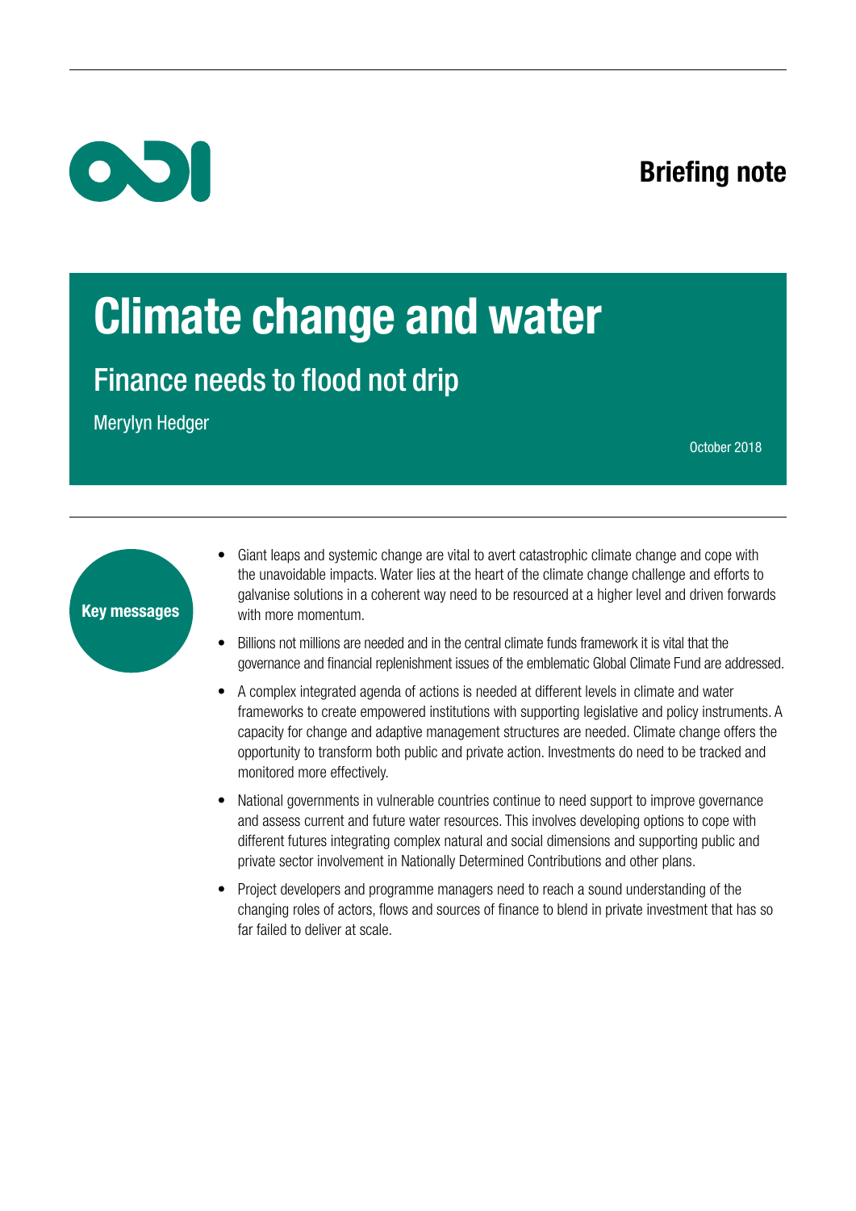Briefing note

# Climate change and water

## Finance needs to flood not drip

Merylyn Hedger

October 2018

**Key messages**

- Giant leaps and systemic change are vital to avert catastrophic climate change and cope with the unavoidable impacts. Water lies at the heart of the climate change challenge and efforts to galvanise solutions in a coherent way need to be resourced at a higher level and driven forwards with more momentum.
- Billions not millions are needed and in the central climate funds framework it is vital that the governance and financial replenishment issues of the emblematic Global Climate Fund are addressed.
- A complex integrated agenda of actions is needed at different levels in climate and water frameworks to create empowered institutions with supporting legislative and policy instruments. A capacity for change and adaptive management structures are needed. Climate change offers the opportunity to transform both public and private action. Investments do need to be tracked and monitored more effectively.
- National governments in vulnerable countries continue to need support to improve governance and assess current and future water resources. This involves developing options to cope with different futures integrating complex natural and social dimensions and supporting public and private sector involvement in Nationally Determined Contributions and other plans.
- Project developers and programme managers need to reach a sound understanding of the changing roles of actors, flows and sources of finance to blend in private investment that has so far failed to deliver at scale.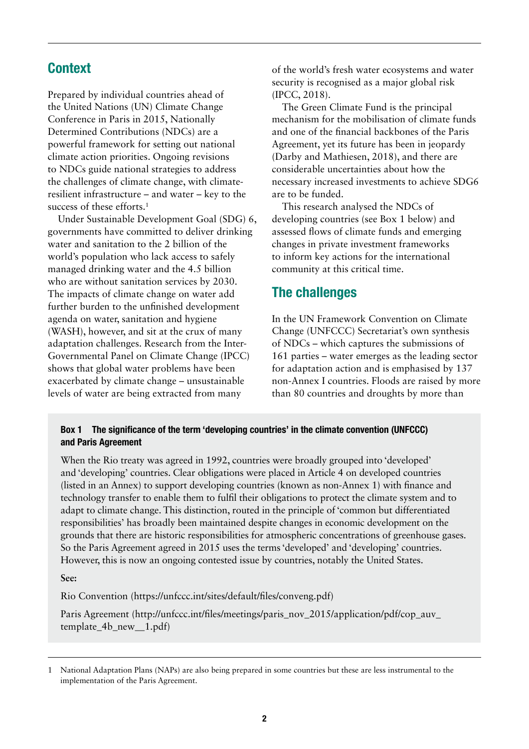## Context

Prepared by individual countries ahead of the United Nations (UN) Climate Change Conference in Paris in 2015, Nationally Determined Contributions (NDCs) are a powerful framework for setting out national climate action priorities. Ongoing revisions to NDCs guide national strategies to address the challenges of climate change, with climate-resilient infrastructure – and water – key to the success of these efforts.[1]

Under Sustainable Development Goal (SDG) 6, governments have committed to deliver drinking water and sanitation to the 2 billion of the world's population who lack access to safely managed drinking water and the 4.5 billion who are without sanitation services by 2030. The impacts of climate change on water add further burden to the unfinished development agenda on water, sanitation and hygiene (WASH), however, and sit at the crux of many adaptation challenges. Research from the Inter-Governmental Panel on Climate Change (IPCC) shows that global water problems have been exacerbated by climate change – unsustainable levels of water are being extracted from many of the world's fresh water ecosystems and water security is recognised as a major global risk (IPCC, 2018).

The Green Climate Fund is the principal mechanism for the mobilisation of climate funds and one of the financial backbones of the Paris Agreement, yet its future has been in jeopardy (Darby and Mathiesen, 2018), and there are considerable uncertainties about how the necessary increased investments to achieve SDG6 are to be funded.

This research analysed the NDCs of developing countries (see Box 1 below) and assessed flows of climate funds and emerging changes in private investment frameworks to inform key actions for the international community at this critical time.

## The challenges

In the UN Framework Convention on Climate Change (UNFCCC) Secretariat's own synthesis of NDCs – which captures the submissions of 161 parties – water emerges as the leading sector for adaptation action and is emphasised by 137 non-Annex I countries. Floods are raised by more than 80 countries and droughts by more than

**Box 1 The significance of the term 'developing countries' in the climate convention (UNFCCC) and Paris Agreement**

When the Rio treaty was agreed in 1992, countries were broadly grouped into 'developed' and 'developing' countries. Clear obligations were placed in Article 4 on developed countries (listed in an Annex) to support developing countries (known as non-Annex 1) with finance and technology transfer to enable them to fulfil their obligations to protect the climate system and to adapt to climate change. This distinction, routed in the principle of 'common but differentiated responsibilities' has broadly been maintained despite changes in economic development on the grounds that there are historic responsibilities for atmospheric concentrations of greenhouse gases. So the Paris Agreement agreed in 2015 uses the terms 'developed' and 'developing' countries. However, this is now an ongoing contested issue by countries, notably the United States.

**See:**

Rio Convention (https://unfccc.int/sites/default/files/conveng.pdf)

Paris Agreement (http://unfccc.int/files/meetings/paris_nov_2015/application/pdf/cop_auv_template_4b_new__1.pdf)

---

1 National Adaptation Plans (NAPs) are also being prepared in some countries but these are less instrumental to the implementation of the Paris Agreement.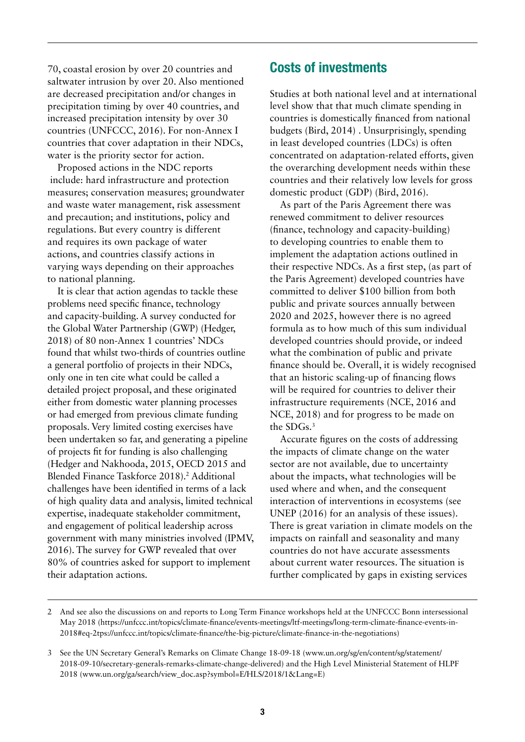70, coastal erosion by over 20 countries and saltwater intrusion by over 20. Also mentioned are decreased precipitation and/or changes in precipitation timing by over 40 countries, and increased precipitation intensity by over 30 countries (UNFCCC, 2016). For non-Annex I countries that cover adaptation in their NDCs, water is the priority sector for action.

Proposed actions in the NDC reports include: hard infrastructure and protection measures; conservation measures; groundwater and waste water management, risk assessment and precaution; and institutions, policy and regulations. But every country is different and requires its own package of water actions, and countries classify actions in varying ways depending on their approaches to national planning.

It is clear that action agendas to tackle these problems need specific finance, technology and capacity-building. A survey conducted for the Global Water Partnership (GWP) (Hedger, 2018) of 80 non-Annex 1 countries' NDCs found that whilst two-thirds of countries outline a general portfolio of projects in their NDCs, only one in ten cite what could be called a detailed project proposal, and these originated either from domestic water planning processes or had emerged from previous climate funding proposals. Very limited costing exercises have been undertaken so far, and generating a pipeline of projects fit for funding is also challenging (Hedger and Nakhooda, 2015, OECD 2015 and Blended Finance Taskforce 2018).[2] Additional challenges have been identified in terms of a lack of high quality data and analysis, limited technical expertise, inadequate stakeholder commitment, and engagement of political leadership across government with many ministries involved (IPMV, 2016). The survey for GWP revealed that over 80% of countries asked for support to implement their adaptation actions.

## Costs of investments

Studies at both national level and at international level show that that much climate spending in countries is domestically financed from national budgets (Bird, 2014) . Unsurprisingly, spending in least developed countries (LDCs) is often concentrated on adaptation-related efforts, given the overarching development needs within these countries and their relatively low levels for gross domestic product (GDP) (Bird, 2016).

As part of the Paris Agreement there was renewed commitment to deliver resources (finance, technology and capacity-building) to developing countries to enable them to implement the adaptation actions outlined in their respective NDCs. As a first step, (as part of the Paris Agreement) developed countries have committed to deliver $100 billion from both public and private sources annually between 2020 and 2025, however there is no agreed formula as to how much of this sum individual developed countries should provide, or indeed what the combination of public and private finance should be. Overall, it is widely recognised that an historic scaling-up of financing flows will be required for countries to deliver their infrastructure requirements (NCE, 2016 and NCE, 2018) and for progress to be made on the SDGs.[3]

Accurate figures on the costs of addressing the impacts of climate change on the water sector are not available, due to uncertainty about the impacts, what technologies will be used where and when, and the consequent interaction of interventions in ecosystems (see UNEP (2016) for an analysis of these issues). There is great variation in climate models on the impacts on rainfall and seasonality and many countries do not have accurate assessments about current water resources. The situation is further complicated by gaps in existing services

---

2 And see also the discussions on and reports to Long Term Finance workshops held at the UNFCCC Bonn intersessional May 2018 (https://unfccc.int/topics/climate-finance/events-meetings/ltf-meetings/long-term-climate-finance-events-in-2018#eq-2tps://unfccc.int/topics/climate-finance/the-big-picture/climate-finance-in-the-negotiations)

3 See the UN Secretary General's Remarks on Climate Change 18-09-18 (www.un.org/sg/en/content/sg/statement/2018-09-10/secretary-generals-remarks-climate-change-delivered) and the High Level Ministerial Statement of HLPF 2018 (www.un.org/ga/search/view_doc.asp?symbol=E/HLS/2018/1&Lang=E)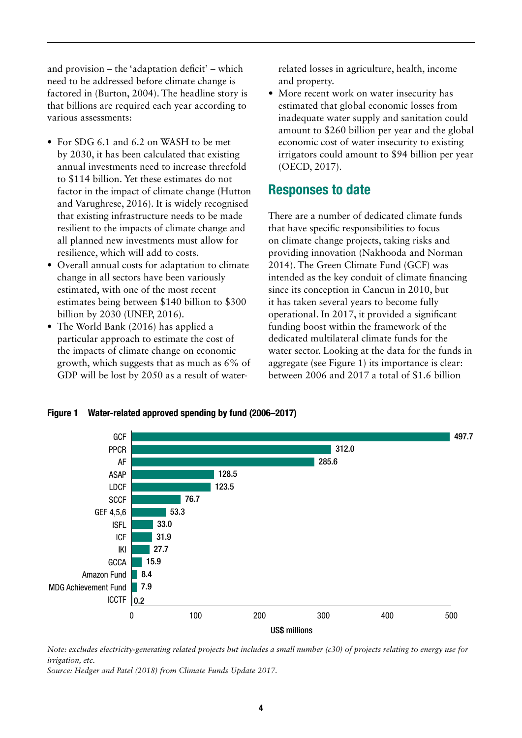and provision – the 'adaptation deficit' – which need to be addressed before climate change is factored in (Burton, 2004). The headline story is that billions are required each year according to various assessments:

- For SDG 6.1 and 6.2 on WASH to be met by 2030, it has been calculated that existing annual investments need to increase threefold to $114 billion. Yet these estimates do not factor in the impact of climate change (Hutton and Varughrese, 2016). It is widely recognised that existing infrastructure needs to be made resilient to the impacts of climate change and all planned new investments must allow for resilience, which will add to costs.
- Overall annual costs for adaptation to climate change in all sectors have been variously estimated, with one of the most recent estimates being between $140 billion to $300 billion by 2030 (UNEP, 2016).
- The World Bank (2016) has applied a particular approach to estimate the cost of the impacts of climate change on economic growth, which suggests that as much as 6% of GDP will be lost by 2050 as a result of water-related losses in agriculture, health, income and property.
- More recent work on water insecurity has estimated that global economic losses from inadequate water supply and sanitation could amount to $260 billion per year and the global economic cost of water insecurity to existing irrigators could amount to $94 billion per year (OECD, 2017).

## Responses to date

There are a number of dedicated climate funds that have specific responsibilities to focus on climate change projects, taking risks and providing innovation (Nakhooda and Norman 2014). The Green Climate Fund (GCF) was intended as the key conduit of climate financing since its conception in Cancun in 2010, but it has taken several years to become fully operational. In 2017, it provided a significant funding boost within the framework of the dedicated multilateral climate funds for the water sector. Looking at the data for the funds in aggregate (see Figure 1) its importance is clear: between 2006 and 2017 a total of $1.6 billion

**Figure 1 Water-related approved spending by fund (2006–2017)**

| Fund | US$ millions |
|---|---|
| GCF | 497.7 |
| PPCR | 312.0 |
| AF | 285.6 |
| ASAP | 128.5 |
| LDCF | 123.5 |
| SCCF | 76.7 |
| GEF 4,5,6 | 53.3 |
| ISFL | 33.0 |
| ICF | 31.9 |
| IKI | 27.7 |
| GCCA | 15.9 |
| Amazon Fund | 8.4 |
| MDG Achievement Fund | 7.9 |
| ICCTF | 0.2 |

*Note: excludes electricity-generating related projects but includes a small number (c30) of projects relating to energy use for irrigation, etc.*
*Source: Hedger and Patel (2018) from Climate Funds Update 2017.*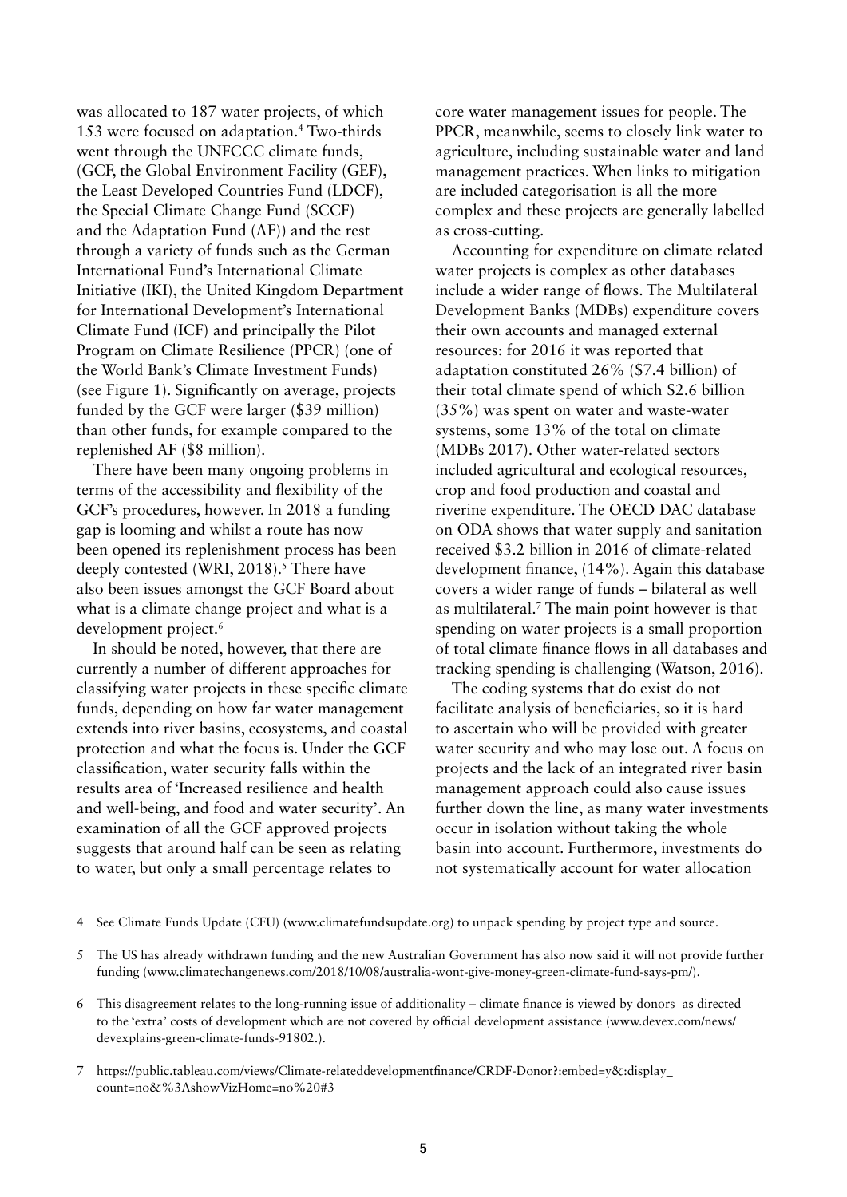was allocated to 187 water projects, of which 153 were focused on adaptation.[4] Two-thirds went through the UNFCCC climate funds, (GCF, the Global Environment Facility (GEF), the Least Developed Countries Fund (LDCF), the Special Climate Change Fund (SCCF) and the Adaptation Fund (AF)) and the rest through a variety of funds such as the German International Fund's International Climate Initiative (IKI), the United Kingdom Department for International Development's International Climate Fund (ICF) and principally the Pilot Program on Climate Resilience (PPCR) (one of the World Bank's Climate Investment Funds) (see Figure 1). Significantly on average, projects funded by the GCF were larger ($39 million) than other funds, for example compared to the replenished AF ($8 million).

There have been many ongoing problems in terms of the accessibility and flexibility of the GCF's procedures, however. In 2018 a funding gap is looming and whilst a route has now been opened its replenishment process has been deeply contested (WRI, 2018).[5] There have also been issues amongst the GCF Board about what is a climate change project and what is a development project.[6]

In should be noted, however, that there are currently a number of different approaches for classifying water projects in these specific climate funds, depending on how far water management extends into river basins, ecosystems, and coastal protection and what the focus is. Under the GCF classification, water security falls within the results area of 'Increased resilience and health and well-being, and food and water security'. An examination of all the GCF approved projects suggests that around half can be seen as relating to water, but only a small percentage relates to core water management issues for people. The PPCR, meanwhile, seems to closely link water to agriculture, including sustainable water and land management practices. When links to mitigation are included categorisation is all the more complex and these projects are generally labelled as cross-cutting.

Accounting for expenditure on climate related water projects is complex as other databases include a wider range of flows. The Multilateral Development Banks (MDBs) expenditure covers their own accounts and managed external resources: for 2016 it was reported that adaptation constituted 26% ($7.4 billion) of their total climate spend of which $2.6 billion (35%) was spent on water and waste-water systems, some 13% of the total on climate (MDBs 2017). Other water-related sectors included agricultural and ecological resources, crop and food production and coastal and riverine expenditure. The OECD DAC database on ODA shows that water supply and sanitation received $3.2 billion in 2016 of climate-related development finance, (14%). Again this database covers a wider range of funds – bilateral as well as multilateral.[7] The main point however is that spending on water projects is a small proportion of total climate finance flows in all databases and tracking spending is challenging (Watson, 2016).

The coding systems that do exist do not facilitate analysis of beneficiaries, so it is hard to ascertain who will be provided with greater water security and who may lose out. A focus on projects and the lack of an integrated river basin management approach could also cause issues further down the line, as many water investments occur in isolation without taking the whole basin into account. Furthermore, investments do not systematically account for water allocation

---

4 See Climate Funds Update (CFU) (www.climatefundsupdate.org) to unpack spending by project type and source.

5 The US has already withdrawn funding and the new Australian Government has also now said it will not provide further funding (www.climatechangenews.com/2018/10/08/australia-wont-give-money-green-climate-fund-says-pm/).

6 This disagreement relates to the long-running issue of additionality – climate finance is viewed by donors as directed to the 'extra' costs of development which are not covered by official development assistance (www.devex.com/news/devexplains-green-climate-funds-91802.).

7 https://public.tableau.com/views/Climate-relateddevelopmentfinance/CRDF-Donor?:embed=y&:display_count=no&%3AshowVizHome=no%20#3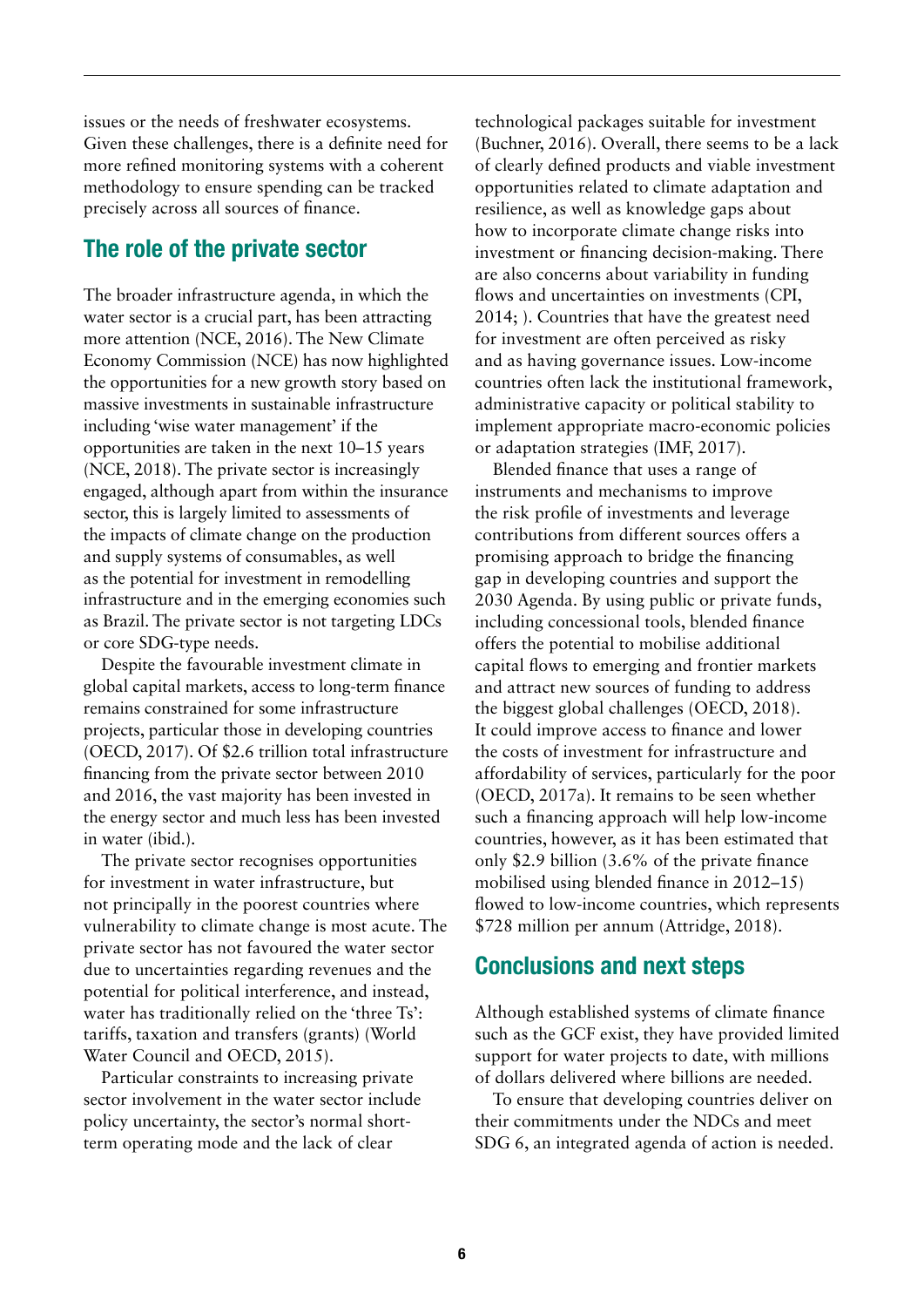issues or the needs of freshwater ecosystems. Given these challenges, there is a definite need for more refined monitoring systems with a coherent methodology to ensure spending can be tracked precisely across all sources of finance.

## The role of the private sector

The broader infrastructure agenda, in which the water sector is a crucial part, has been attracting more attention (NCE, 2016). The New Climate Economy Commission (NCE) has now highlighted the opportunities for a new growth story based on massive investments in sustainable infrastructure including 'wise water management' if the opportunities are taken in the next 10–15 years (NCE, 2018). The private sector is increasingly engaged, although apart from within the insurance sector, this is largely limited to assessments of the impacts of climate change on the production and supply systems of consumables, as well as the potential for investment in remodelling infrastructure and in the emerging economies such as Brazil. The private sector is not targeting LDCs or core SDG-type needs.

Despite the favourable investment climate in global capital markets, access to long-term finance remains constrained for some infrastructure projects, particular those in developing countries (OECD, 2017). Of $2.6 trillion total infrastructure financing from the private sector between 2010 and 2016, the vast majority has been invested in the energy sector and much less has been invested in water (ibid.).

The private sector recognises opportunities for investment in water infrastructure, but not principally in the poorest countries where vulnerability to climate change is most acute. The private sector has not favoured the water sector due to uncertainties regarding revenues and the potential for political interference, and instead, water has traditionally relied on the 'three Ts': tariffs, taxation and transfers (grants) (World Water Council and OECD, 2015).

Particular constraints to increasing private sector involvement in the water sector include policy uncertainty, the sector's normal short-term operating mode and the lack of clear technological packages suitable for investment (Buchner, 2016). Overall, there seems to be a lack of clearly defined products and viable investment opportunities related to climate adaptation and resilience, as well as knowledge gaps about how to incorporate climate change risks into investment or financing decision-making. There are also concerns about variability in funding flows and uncertainties on investments (CPI, 2014; ). Countries that have the greatest need for investment are often perceived as risky and as having governance issues. Low-income countries often lack the institutional framework, administrative capacity or political stability to implement appropriate macro-economic policies or adaptation strategies (IMF, 2017).

Blended finance that uses a range of instruments and mechanisms to improve the risk profile of investments and leverage contributions from different sources offers a promising approach to bridge the financing gap in developing countries and support the 2030 Agenda. By using public or private funds, including concessional tools, blended finance offers the potential to mobilise additional capital flows to emerging and frontier markets and attract new sources of funding to address the biggest global challenges (OECD, 2018). It could improve access to finance and lower the costs of investment for infrastructure and affordability of services, particularly for the poor (OECD, 2017a). It remains to be seen whether such a financing approach will help low-income countries, however, as it has been estimated that only $2.9 billion (3.6% of the private finance mobilised using blended finance in 2012–15) flowed to low-income countries, which represents $728 million per annum (Attridge, 2018).

## Conclusions and next steps

Although established systems of climate finance such as the GCF exist, they have provided limited support for water projects to date, with millions of dollars delivered where billions are needed.

To ensure that developing countries deliver on their commitments under the NDCs and meet SDG 6, an integrated agenda of action is needed.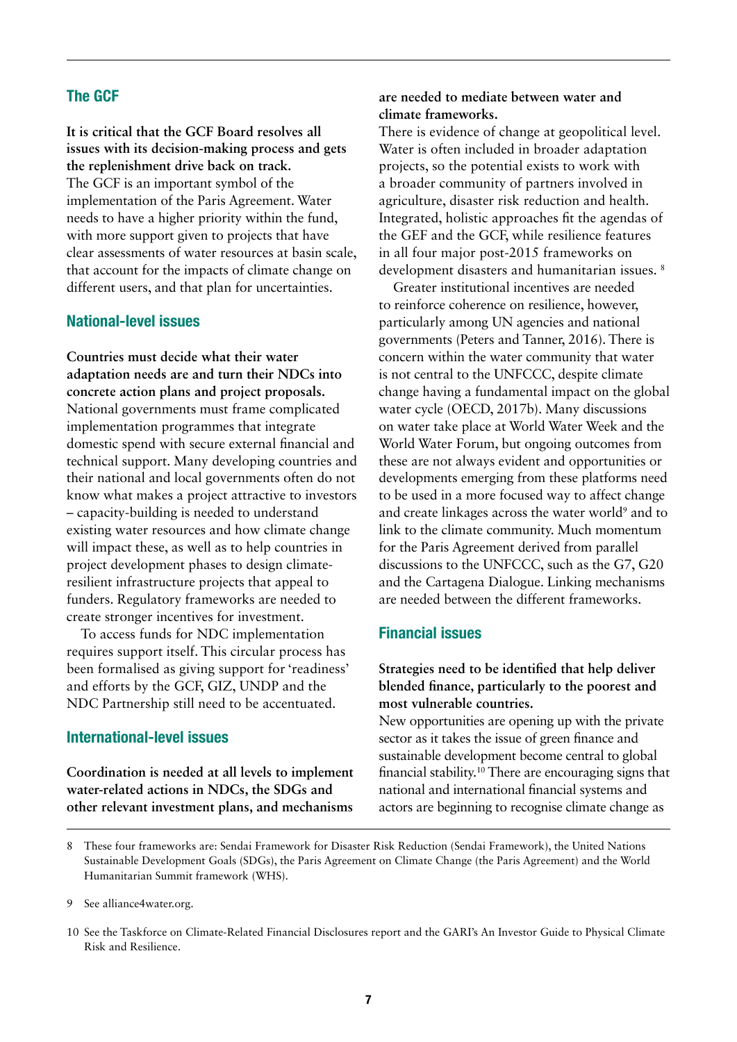## The GCF

**It is critical that the GCF Board resolves all issues with its decision-making process and gets the replenishment drive back on track.**
The GCF is an important symbol of the implementation of the Paris Agreement. Water needs to have a higher priority within the fund, with more support given to projects that have clear assessments of water resources at basin scale, that account for the impacts of climate change on different users, and that plan for uncertainties.

## National-level issues

**Countries must decide what their water adaptation needs are and turn their NDCs into concrete action plans and project proposals.**
National governments must frame complicated implementation programmes that integrate domestic spend with secure external financial and technical support. Many developing countries and their national and local governments often do not know what makes a project attractive to investors – capacity-building is needed to understand existing water resources and how climate change will impact these, as well as to help countries in project development phases to design climate-resilient infrastructure projects that appeal to funders. Regulatory frameworks are needed to create stronger incentives for investment.

To access funds for NDC implementation requires support itself. This circular process has been formalised as giving support for 'readiness' and efforts by the GCF, GIZ, UNDP and the NDC Partnership still need to be accentuated.

## International-level issues

**Coordination is needed at all levels to implement water-related actions in NDCs, the SDGs and other relevant investment plans, and mechanisms are needed to mediate between water and climate frameworks.**
There is evidence of change at geopolitical level. Water is often included in broader adaptation projects, so the potential exists to work with a broader community of partners involved in agriculture, disaster risk reduction and health. Integrated, holistic approaches fit the agendas of the GEF and the GCF, while resilience features in all four major post-2015 frameworks on development disasters and humanitarian issues.[8]

Greater institutional incentives are needed to reinforce coherence on resilience, however, particularly among UN agencies and national governments (Peters and Tanner, 2016). There is concern within the water community that water is not central to the UNFCCC, despite climate change having a fundamental impact on the global water cycle (OECD, 2017b). Many discussions on water take place at World Water Week and the World Water Forum, but ongoing outcomes from these are not always evident and opportunities or developments emerging from these platforms need to be used in a more focused way to affect change and create linkages across the water world[9] and to link to the climate community. Much momentum for the Paris Agreement derived from parallel discussions to the UNFCCC, such as the G7, G20 and the Cartagena Dialogue. Linking mechanisms are needed between the different frameworks.

## Financial issues

**Strategies need to be identified that help deliver blended finance, particularly to the poorest and most vulnerable countries.**
New opportunities are opening up with the private sector as it takes the issue of green finance and sustainable development become central to global financial stability.[10] There are encouraging signs that national and international financial systems and actors are beginning to recognise climate change as

---

8 These four frameworks are: Sendai Framework for Disaster Risk Reduction (Sendai Framework), the United Nations Sustainable Development Goals (SDGs), the Paris Agreement on Climate Change (the Paris Agreement) and the World Humanitarian Summit framework (WHS).

9 See alliance4water.org.

10 See the Taskforce on Climate-Related Financial Disclosures report and the GARI's An Investor Guide to Physical Climate Risk and Resilience.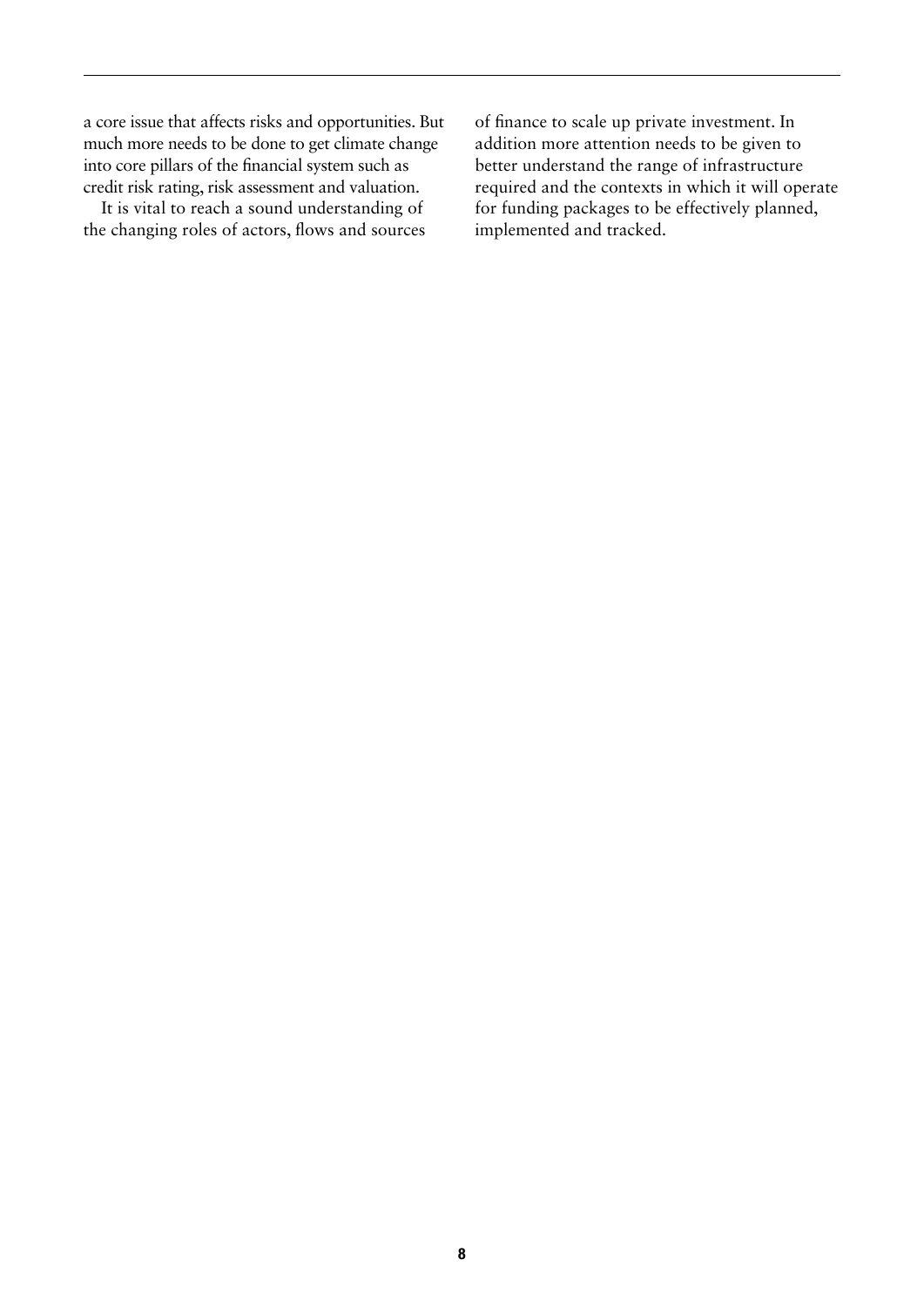a core issue that affects risks and opportunities. But much more needs to be done to get climate change into core pillars of the financial system such as credit risk rating, risk assessment and valuation.

It is vital to reach a sound understanding of the changing roles of actors, flows and sources of finance to scale up private investment. In addition more attention needs to be given to better understand the range of infrastructure required and the contexts in which it will operate for funding packages to be effectively planned, implemented and tracked.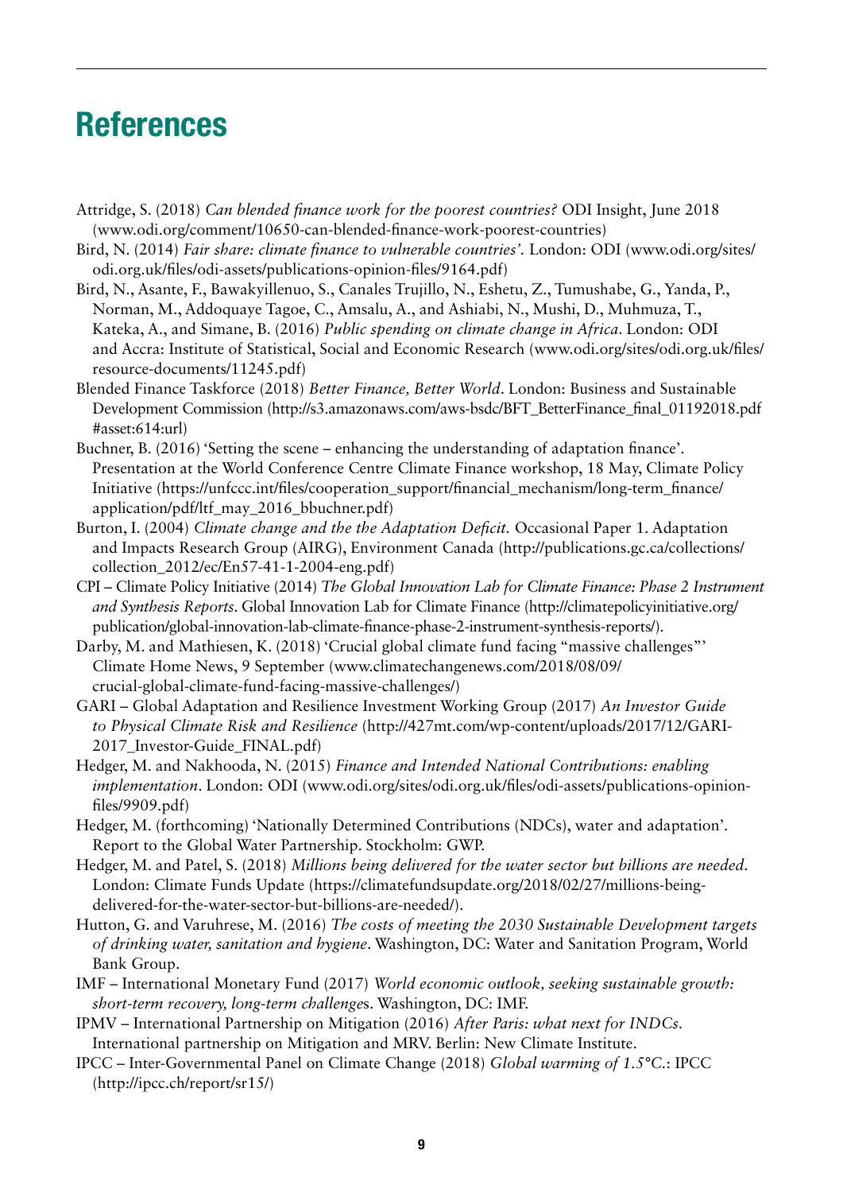# References

Attridge, S. (2018) *Can blended finance work for the poorest countries?* ODI Insight, June 2018 (www.odi.org/comment/10650-can-blended-finance-work-poorest-countries)

Bird, N. (2014) *Fair share: climate finance to vulnerable countries'.* London: ODI (www.odi.org/sites/odi.org.uk/files/odi-assets/publications-opinion-files/9164.pdf)

Bird, N., Asante, F., Bawakyillenuo, S., Canales Trujillo, N., Eshetu, Z., Tumushabe, G., Yanda, P., Norman, M., Addoquaye Tagoe, C., Amsalu, A., and Ashiabi, N., Mushi, D., Muhmuza, T., Kateka, A., and Simane, B. (2016) *Public spending on climate change in Africa*. London: ODI and Accra: Institute of Statistical, Social and Economic Research (www.odi.org/sites/odi.org.uk/files/resource-documents/11245.pdf)

Blended Finance Taskforce (2018) *Better Finance, Better World*. London: Business and Sustainable Development Commission (http://s3.amazonaws.com/aws-bsdc/BFT_BetterFinance_final_01192018.pdf#asset:614:url)

Buchner, B. (2016) 'Setting the scene – enhancing the understanding of adaptation finance'. Presentation at the World Conference Centre Climate Finance workshop, 18 May, Climate Policy Initiative (https://unfccc.int/files/cooperation_support/financial_mechanism/long-term_finance/application/pdf/ltf_may_2016_bbuchner.pdf)

Burton, I. (2004) *Climate change and the the Adaptation Deficit.* Occasional Paper 1. Adaptation and Impacts Research Group (AIRG), Environment Canada (http://publications.gc.ca/collections/collection_2012/ec/En57-41-1-2004-eng.pdf)

CPI – Climate Policy Initiative (2014) *The Global Innovation Lab for Climate Finance: Phase 2 Instrument and Synthesis Reports*. Global Innovation Lab for Climate Finance (http://climatepolicyinitiative.org/publication/global-innovation-lab-climate-finance-phase-2-instrument-synthesis-reports/).

Darby, M. and Mathiesen, K. (2018) 'Crucial global climate fund facing "massive challenges"' Climate Home News, 9 September (www.climatechangenews.com/2018/08/09/crucial-global-climate-fund-facing-massive-challenges/)

GARI – Global Adaptation and Resilience Investment Working Group (2017) *An Investor Guide to Physical Climate Risk and Resilience* (http://427mt.com/wp-content/uploads/2017/12/GARI-2017_Investor-Guide_FINAL.pdf)

Hedger, M. and Nakhooda, N. (2015) *Finance and Intended National Contributions: enabling implementation*. London: ODI (www.odi.org/sites/odi.org.uk/files/odi-assets/publications-opinion-files/9909.pdf)

Hedger, M. (forthcoming) 'Nationally Determined Contributions (NDCs), water and adaptation'. Report to the Global Water Partnership. Stockholm: GWP.

Hedger, M. and Patel, S. (2018) *Millions being delivered for the water sector but billions are needed.* London: Climate Funds Update (https://climatefundsupdate.org/2018/02/27/millions-being-delivered-for-the-water-sector-but-billions-are-needed/).

Hutton, G. and Varuhrese, M. (2016) *The costs of meeting the 2030 Sustainable Development targets of drinking water, sanitation and hygiene*. Washington, DC: Water and Sanitation Program, World Bank Group.

IMF – International Monetary Fund (2017) *World economic outlook, seeking sustainable growth: short-term recovery, long-term challenges*. Washington, DC: IMF.

IPMV – International Partnership on Mitigation (2016) *After Paris: what next for INDCs*. International partnership on Mitigation and MRV. Berlin: New Climate Institute.

IPCC – Inter-Governmental Panel on Climate Change (2018) *Global warming of 1.5°C*.: IPCC (http://ipcc.ch/report/sr15/)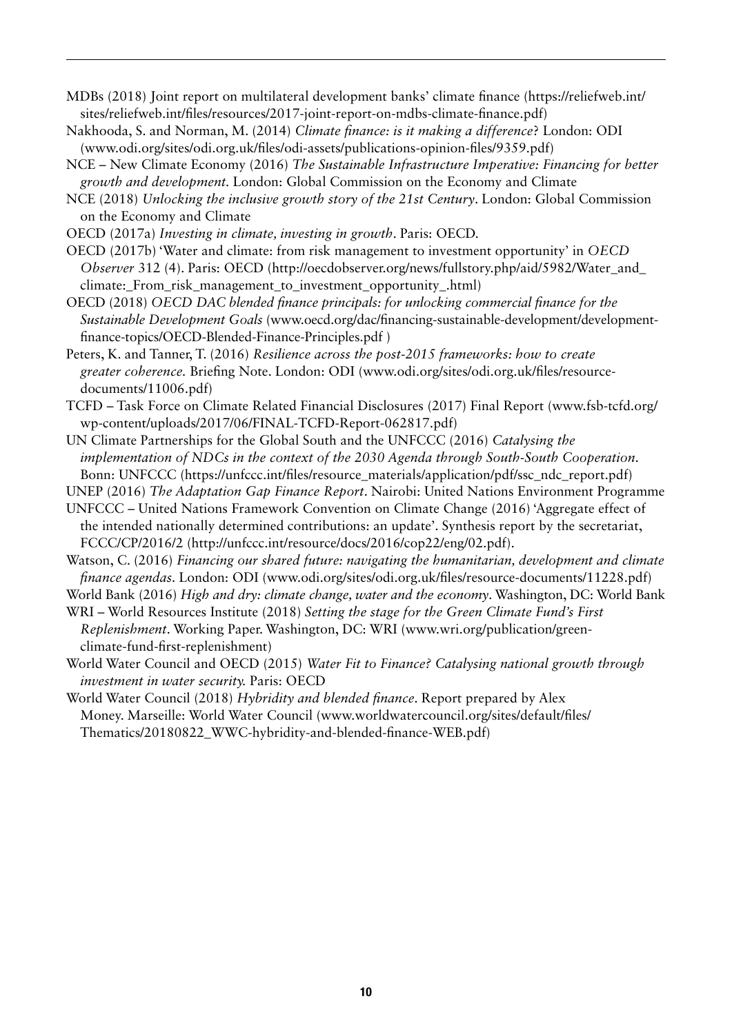MDBs (2018) Joint report on multilateral development banks' climate finance (https://reliefweb.int/sites/reliefweb.int/files/resources/2017-joint-report-on-mdbs-climate-finance.pdf)

Nakhooda, S. and Norman, M. (2014) *Climate finance: is it making a difference*? London: ODI (www.odi.org/sites/odi.org.uk/files/odi-assets/publications-opinion-files/9359.pdf)

NCE – New Climate Economy (2016) *The Sustainable Infrastructure Imperative: Financing for better growth and development*. London: Global Commission on the Economy and Climate

NCE (2018) *Unlocking the inclusive growth story of the 21st Century*. London: Global Commission on the Economy and Climate

OECD (2017a) *Investing in climate, investing in growth*. Paris: OECD.

OECD (2017b) 'Water and climate: from risk management to investment opportunity' in *OECD Observer* 312 (4). Paris: OECD (http://oecdobserver.org/news/fullstory.php/aid/5982/Water_and_climate:_From_risk_management_to_investment_opportunity_.html)

OECD (2018) *OECD DAC blended finance principals: for unlocking commercial finance for the Sustainable Development Goals* (www.oecd.org/dac/financing-sustainable-development/development-finance-topics/OECD-Blended-Finance-Principles.pdf )

Peters, K. and Tanner, T. (2016) *Resilience across the post-2015 frameworks: how to create greater coherence.* Briefing Note. London: ODI (www.odi.org/sites/odi.org.uk/files/resource-documents/11006.pdf)

TCFD – Task Force on Climate Related Financial Disclosures (2017) Final Report (www.fsb-tcfd.org/wp-content/uploads/2017/06/FINAL-TCFD-Report-062817.pdf)

UN Climate Partnerships for the Global South and the UNFCCC (2016) *Catalysing the implementation of NDCs in the context of the 2030 Agenda through South-South Cooperation*. Bonn: UNFCCC (https://unfccc.int/files/resource_materials/application/pdf/ssc_ndc_report.pdf)

UNEP (2016) *The Adaptation Gap Finance Report*. Nairobi: United Nations Environment Programme

UNFCCC – United Nations Framework Convention on Climate Change (2016) 'Aggregate effect of the intended nationally determined contributions: an update'. Synthesis report by the secretariat, FCCC/CP/2016/2 (http://unfccc.int/resource/docs/2016/cop22/eng/02.pdf).

Watson, C. (2016) *Financing our shared future: navigating the humanitarian, development and climate finance agendas*. London: ODI (www.odi.org/sites/odi.org.uk/files/resource-documents/11228.pdf)

World Bank (2016) *High and dry: climate change, water and the economy*. Washington, DC: World Bank

WRI – World Resources Institute (2018) *Setting the stage for the Green Climate Fund's First Replenishment*. Working Paper. Washington, DC: WRI (www.wri.org/publication/green-climate-fund-first-replenishment)

World Water Council and OECD (2015) *Water Fit to Finance? Catalysing national growth through investment in water security.* Paris: OECD

World Water Council (2018) *Hybridity and blended finance*. Report prepared by Alex Money. Marseille: World Water Council (www.worldwatercouncil.org/sites/default/files/Thematics/20180822_WWC-hybridity-and-blended-finance-WEB.pdf)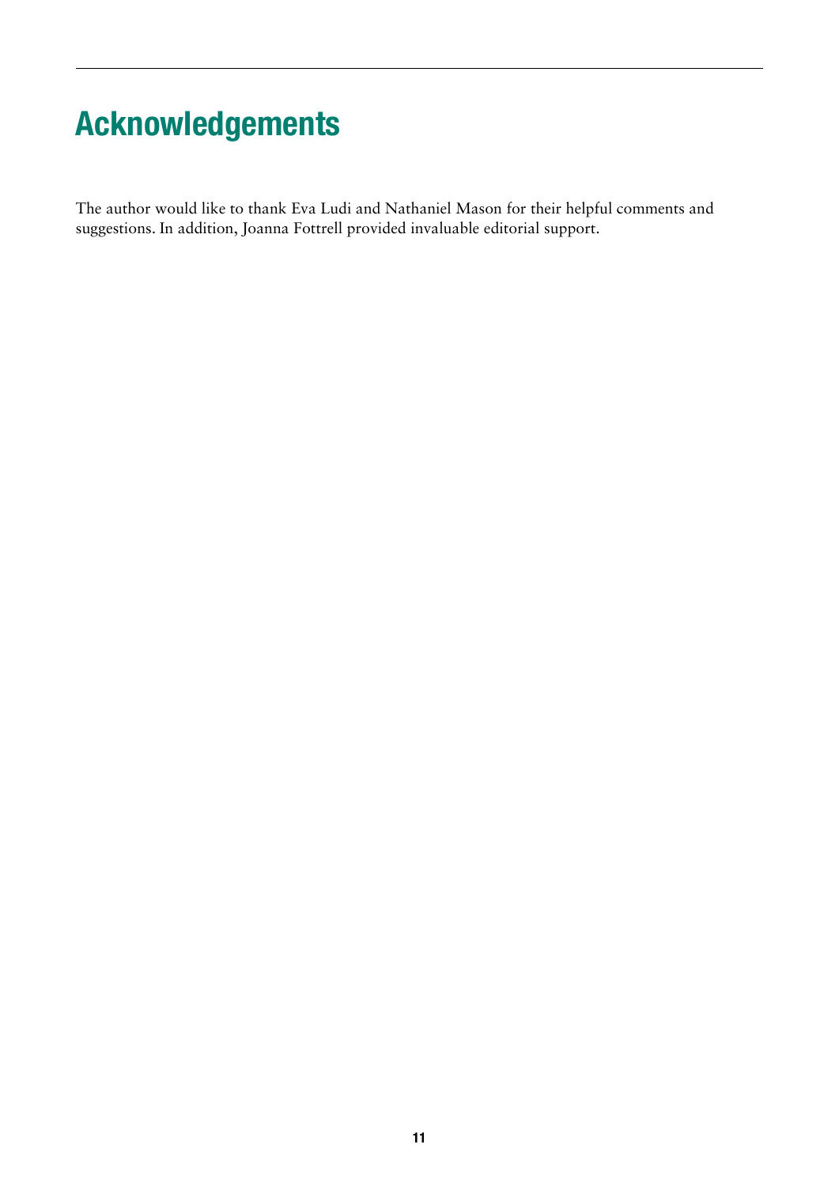# Acknowledgements

The author would like to thank Eva Ludi and Nathaniel Mason for their helpful comments and suggestions. In addition, Joanna Fottrell provided invaluable editorial support.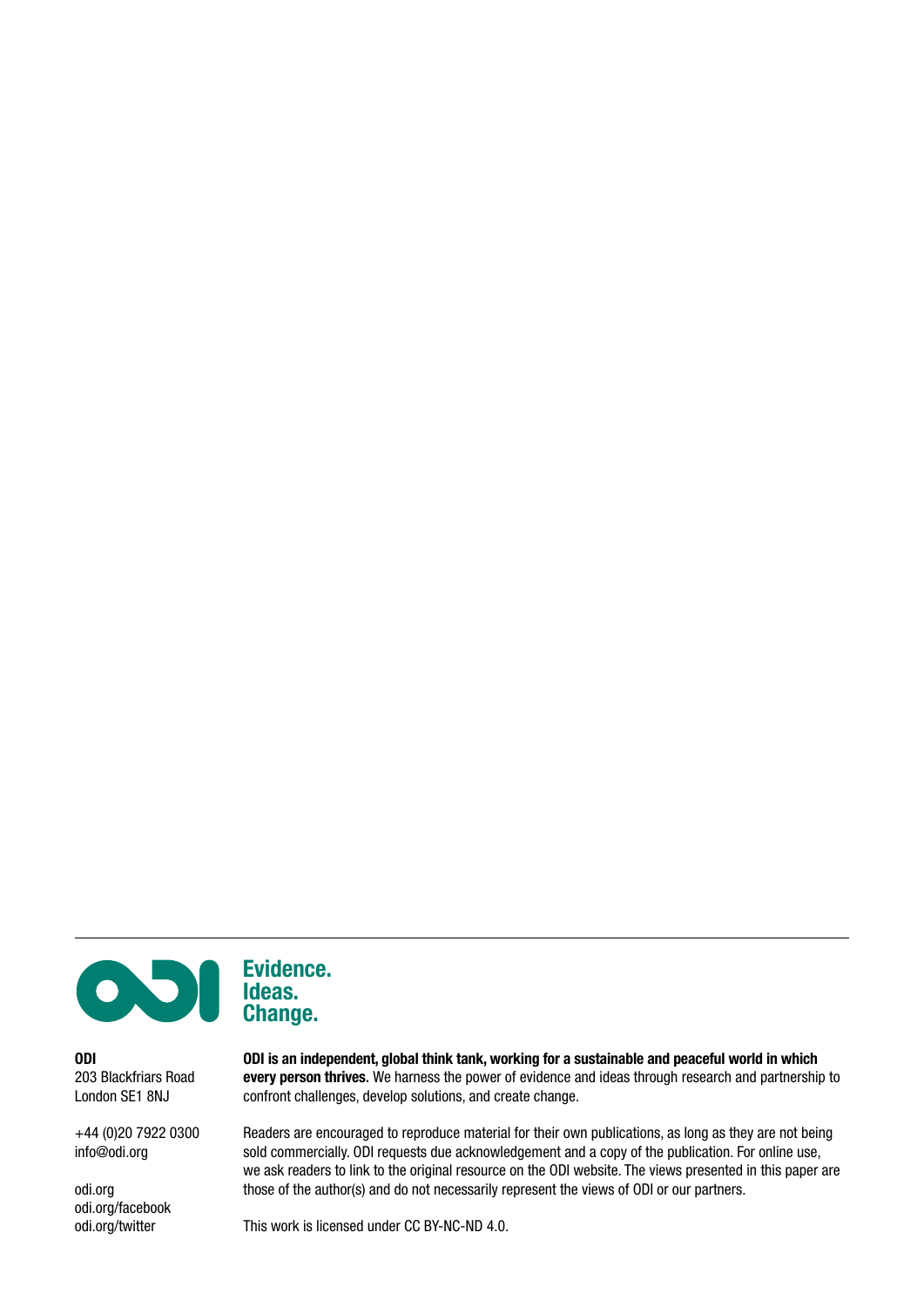Evidence.
Ideas.
Change.

**ODI**
203 Blackfriars Road
London SE1 8NJ

+44 (0)20 7922 0300
info@odi.org

odi.org
odi.org/facebook
odi.org/twitter

**ODI is an independent, global think tank, working for a sustainable and peaceful world in which every person thrives.** We harness the power of evidence and ideas through research and partnership to confront challenges, develop solutions, and create change.

Readers are encouraged to reproduce material for their own publications, as long as they are not being sold commercially. ODI requests due acknowledgement and a copy of the publication. For online use, we ask readers to link to the original resource on the ODI website. The views presented in this paper are those of the author(s) and do not necessarily represent the views of ODI or our partners.

This work is licensed under CC BY-NC-ND 4.0.